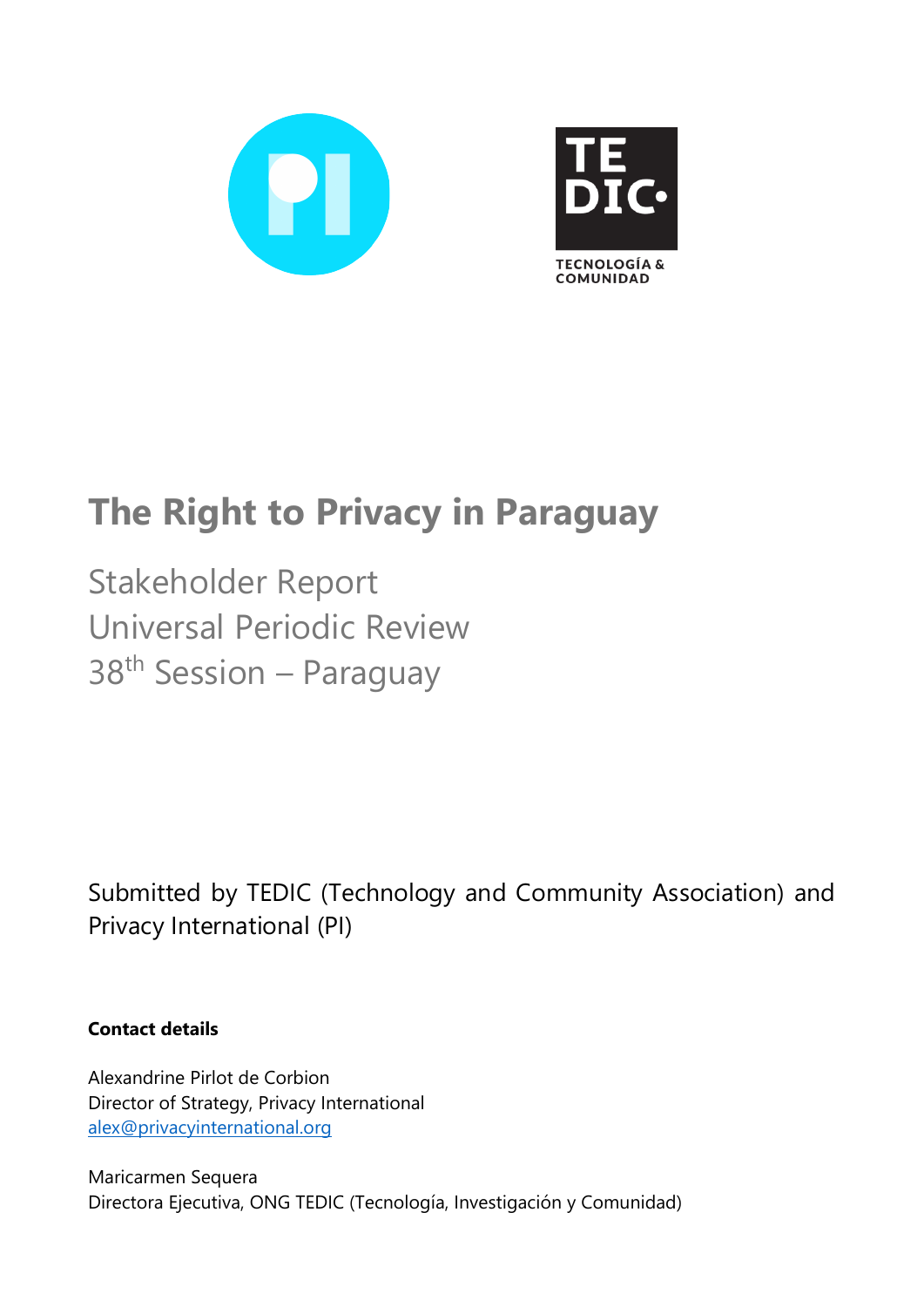# The Right to Privacy in Paraguay

Stakeholder Report
Universal Periodic Review
38th Session – Paraguay

Submitted by TEDIC (Technology and Community Association) and Privacy International (PI)

**Contact details**

Alexandrine Pirlot de Corbion
Director of Strategy, Privacy International
alex@privacyinternational.org

Maricarmen Sequera
Directora Ejecutiva, ONG TEDIC (Tecnología, Investigación y Comunidad)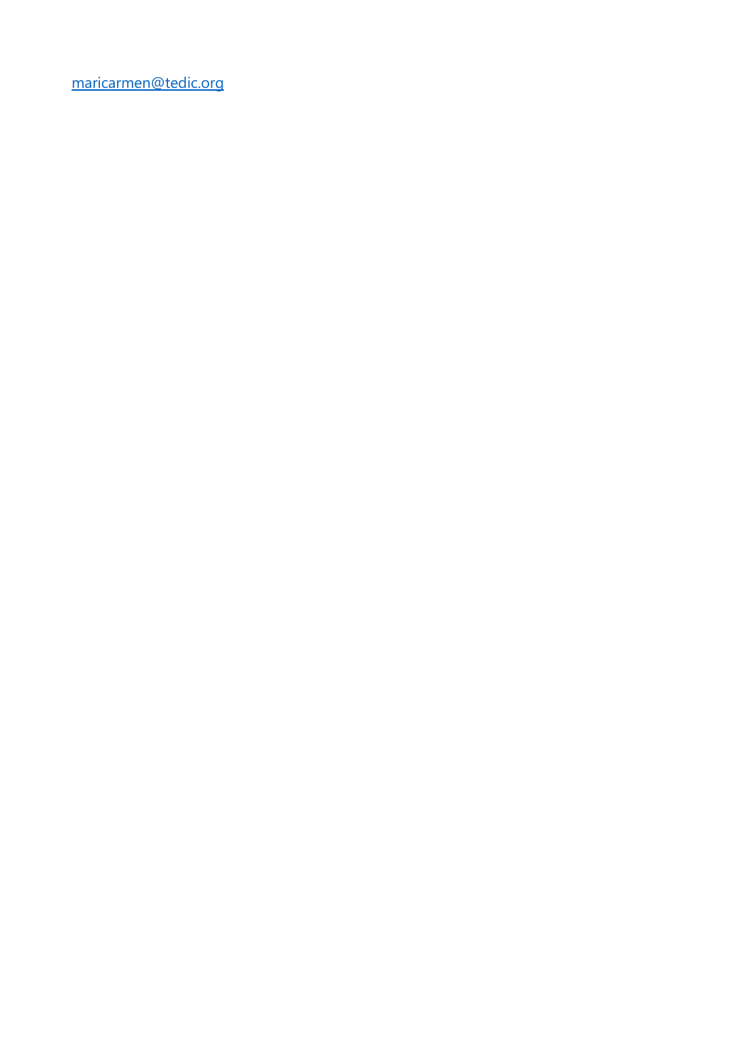[maricarmen@tedic.org](mailto:maricarmen@tedic.org)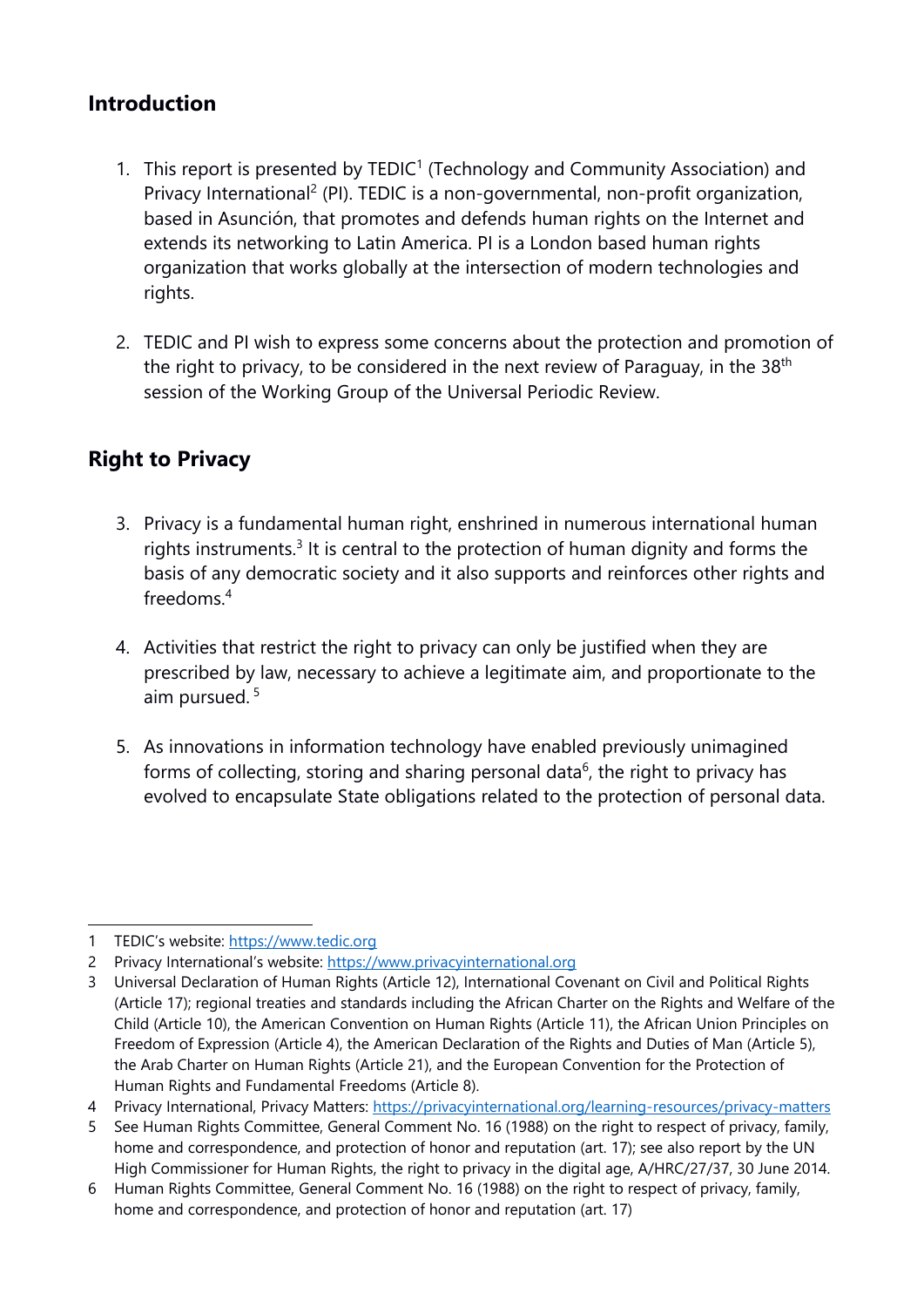## Introduction

1. This report is presented by TEDIC[1] (Technology and Community Association) and Privacy International[2] (PI). TEDIC is a non-governmental, non-profit organization, based in Asunción, that promotes and defends human rights on the Internet and extends its networking to Latin America. PI is a London based human rights organization that works globally at the intersection of modern technologies and rights.

2. TEDIC and PI wish to express some concerns about the protection and promotion of the right to privacy, to be considered in the next review of Paraguay, in the 38th session of the Working Group of the Universal Periodic Review.

## Right to Privacy

3. Privacy is a fundamental human right, enshrined in numerous international human rights instruments.[3] It is central to the protection of human dignity and forms the basis of any democratic society and it also supports and reinforces other rights and freedoms.[4]

4. Activities that restrict the right to privacy can only be justified when they are prescribed by law, necessary to achieve a legitimate aim, and proportionate to the aim pursued.[5]

5. As innovations in information technology have enabled previously unimagined forms of collecting, storing and sharing personal data[6], the right to privacy has evolved to encapsulate State obligations related to the protection of personal data.

---

1 TEDIC's website: https://www.tedic.org

2 Privacy International's website: https://www.privacyinternational.org

3 Universal Declaration of Human Rights (Article 12), International Covenant on Civil and Political Rights (Article 17); regional treaties and standards including the African Charter on the Rights and Welfare of the Child (Article 10), the American Convention on Human Rights (Article 11), the African Union Principles on Freedom of Expression (Article 4), the American Declaration of the Rights and Duties of Man (Article 5), the Arab Charter on Human Rights (Article 21), and the European Convention for the Protection of Human Rights and Fundamental Freedoms (Article 8).

4 Privacy International, Privacy Matters: https://privacyinternational.org/learning-resources/privacy-matters

5 See Human Rights Committee, General Comment No. 16 (1988) on the right to respect of privacy, family, home and correspondence, and protection of honor and reputation (art. 17); see also report by the UN High Commissioner for Human Rights, the right to privacy in the digital age, A/HRC/27/37, 30 June 2014.

6 Human Rights Committee, General Comment No. 16 (1988) on the right to respect of privacy, family, home and correspondence, and protection of honor and reputation (art. 17)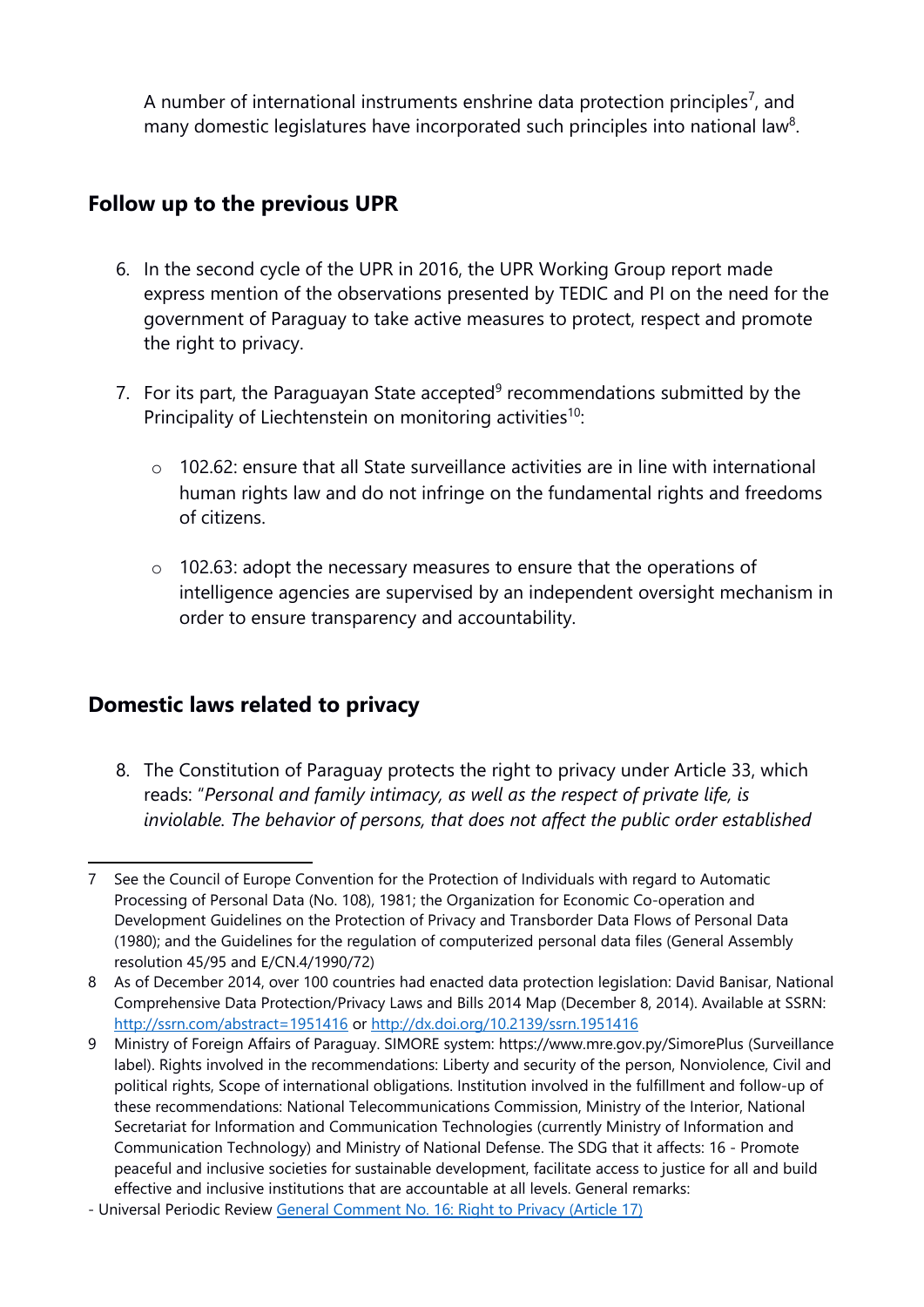A number of international instruments enshrine data protection principles[7], and many domestic legislatures have incorporated such principles into national law[8].

## Follow up to the previous UPR

6. In the second cycle of the UPR in 2016, the UPR Working Group report made express mention of the observations presented by TEDIC and PI on the need for the government of Paraguay to take active measures to protect, respect and promote the right to privacy.

7. For its part, the Paraguayan State accepted[9] recommendations submitted by the Principality of Liechtenstein on monitoring activities[10]:

   - 102.62: ensure that all State surveillance activities are in line with international human rights law and do not infringe on the fundamental rights and freedoms of citizens.

   - 102.63: adopt the necessary measures to ensure that the operations of intelligence agencies are supervised by an independent oversight mechanism in order to ensure transparency and accountability.

## Domestic laws related to privacy

8. The Constitution of Paraguay protects the right to privacy under Article 33, which reads: "*Personal and family intimacy, as well as the respect of private life, is inviolable. The behavior of persons, that does not affect the public order established*

---

7 See the Council of Europe Convention for the Protection of Individuals with regard to Automatic Processing of Personal Data (No. 108), 1981; the Organization for Economic Co-operation and Development Guidelines on the Protection of Privacy and Transborder Data Flows of Personal Data (1980); and the Guidelines for the regulation of computerized personal data files (General Assembly resolution 45/95 and E/CN.4/1990/72)

8 As of December 2014, over 100 countries had enacted data protection legislation: David Banisar, National Comprehensive Data Protection/Privacy Laws and Bills 2014 Map (December 8, 2014). Available at SSRN: [http://ssrn.com/abstract=1951416](http://ssrn.com/abstract=1951416) or [http://dx.doi.org/10.2139/ssrn.1951416](http://dx.doi.org/10.2139/ssrn.1951416)

9 Ministry of Foreign Affairs of Paraguay. SIMORE system: https://www.mre.gov.py/SimorePlus (Surveillance label). Rights involved in the recommendations: Liberty and security of the person, Nonviolence, Civil and political rights, Scope of international obligations. Institution involved in the fulfillment and follow-up of these recommendations: National Telecommunications Commission, Ministry of the Interior, National Secretariat for Information and Communication Technologies (currently Ministry of Information and Communication Technology) and Ministry of National Defense. The SDG that it affects: 16 - Promote peaceful and inclusive societies for sustainable development, facilitate access to justice for all and build effective and inclusive institutions that are accountable at all levels. General remarks:

- Universal Periodic Review [General Comment No. 16: Right to Privacy (Article 17)]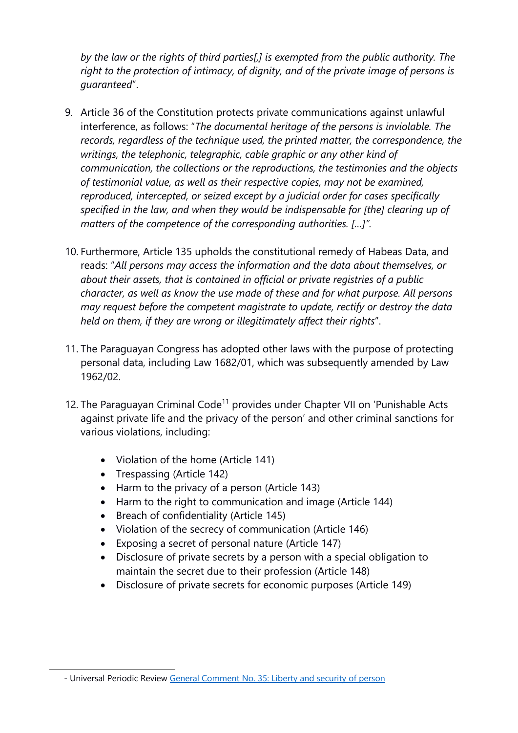*by the law or the rights of third parties[,] is exempted from the public authority. The right to the protection of intimacy, of dignity, and of the private image of persons is guaranteed*".

9. Article 36 of the Constitution protects private communications against unlawful interference, as follows: "*The documental heritage of the persons is inviolable. The records, regardless of the technique used, the printed matter, the correspondence, the writings, the telephonic, telegraphic, cable graphic or any other kind of communication, the collections or the reproductions, the testimonies and the objects of testimonial value, as well as their respective copies, may not be examined, reproduced, intercepted, or seized except by a judicial order for cases specifically specified in the law, and when they would be indispensable for [the] clearing up of matters of the competence of the corresponding authorities. […]".*

10. Furthermore, Article 135 upholds the constitutional remedy of Habeas Data, and reads: "*All persons may access the information and the data about themselves, or about their assets, that is contained in official or private registries of a public character, as well as know the use made of these and for what purpose. All persons may request before the competent magistrate to update, rectify or destroy the data held on them, if they are wrong or illegitimately affect their rights*".

11. The Paraguayan Congress has adopted other laws with the purpose of protecting personal data, including Law 1682/01, which was subsequently amended by Law 1962/02.

12. The Paraguayan Criminal Code[11] provides under Chapter VII on 'Punishable Acts against private life and the privacy of the person' and other criminal sanctions for various violations, including:

    - Violation of the home (Article 141)
    - Trespassing (Article 142)
    - Harm to the privacy of a person (Article 143)
    - Harm to the right to communication and image (Article 144)
    - Breach of confidentiality (Article 145)
    - Violation of the secrecy of communication (Article 146)
    - Exposing a secret of personal nature (Article 147)
    - Disclosure of private secrets by a person with a special obligation to maintain the secret due to their profession (Article 148)
    - Disclosure of private secrets for economic purposes (Article 149)

- Universal Periodic Review General Comment No. 35: Liberty and security of person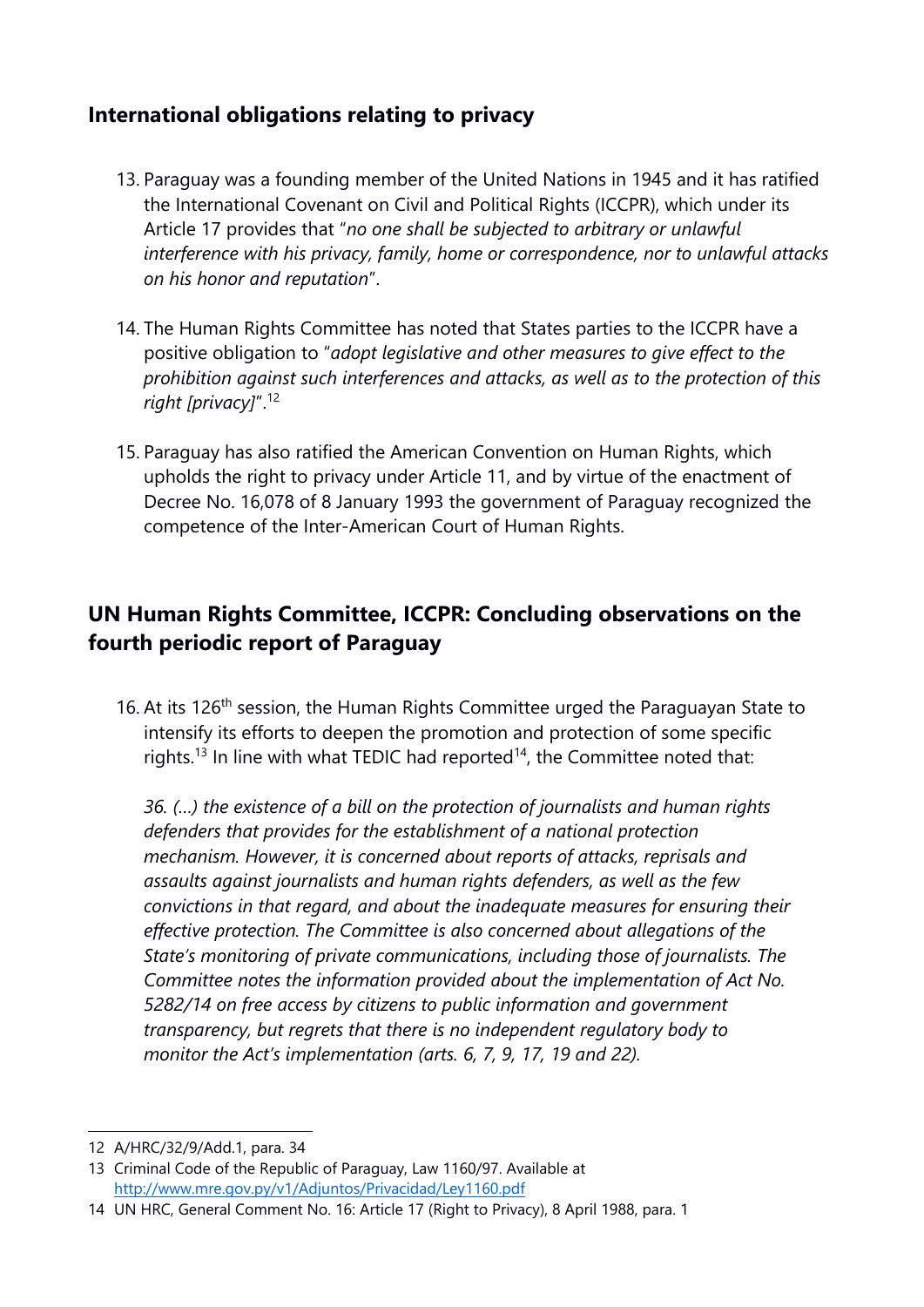## International obligations relating to privacy

13. Paraguay was a founding member of the United Nations in 1945 and it has ratified the International Covenant on Civil and Political Rights (ICCPR), which under its Article 17 provides that "*no one shall be subjected to arbitrary or unlawful interference with his privacy, family, home or correspondence, nor to unlawful attacks on his honor and reputation*".

14. The Human Rights Committee has noted that States parties to the ICCPR have a positive obligation to "*adopt legislative and other measures to give effect to the prohibition against such interferences and attacks, as well as to the protection of this right [privacy]*".[12]

15. Paraguay has also ratified the American Convention on Human Rights, which upholds the right to privacy under Article 11, and by virtue of the enactment of Decree No. 16,078 of 8 January 1993 the government of Paraguay recognized the competence of the Inter-American Court of Human Rights.

## UN Human Rights Committee, ICCPR: Concluding observations on the fourth periodic report of Paraguay

16. At its 126th session, the Human Rights Committee urged the Paraguayan State to intensify its efforts to deepen the promotion and protection of some specific rights.[13] In line with what TEDIC had reported[14], the Committee noted that:

    *36. (…) the existence of a bill on the protection of journalists and human rights defenders that provides for the establishment of a national protection mechanism. However, it is concerned about reports of attacks, reprisals and assaults against journalists and human rights defenders, as well as the few convictions in that regard, and about the inadequate measures for ensuring their effective protection. The Committee is also concerned about allegations of the State's monitoring of private communications, including those of journalists. The Committee notes the information provided about the implementation of Act No. 5282/14 on free access by citizens to public information and government transparency, but regrets that there is no independent regulatory body to monitor the Act's implementation (arts. 6, 7, 9, 17, 19 and 22).*

---

12 A/HRC/32/9/Add.1, para. 34

13 Criminal Code of the Republic of Paraguay, Law 1160/97. Available at http://www.mre.gov.py/v1/Adjuntos/Privacidad/Ley1160.pdf

14 UN HRC, General Comment No. 16: Article 17 (Right to Privacy), 8 April 1988, para. 1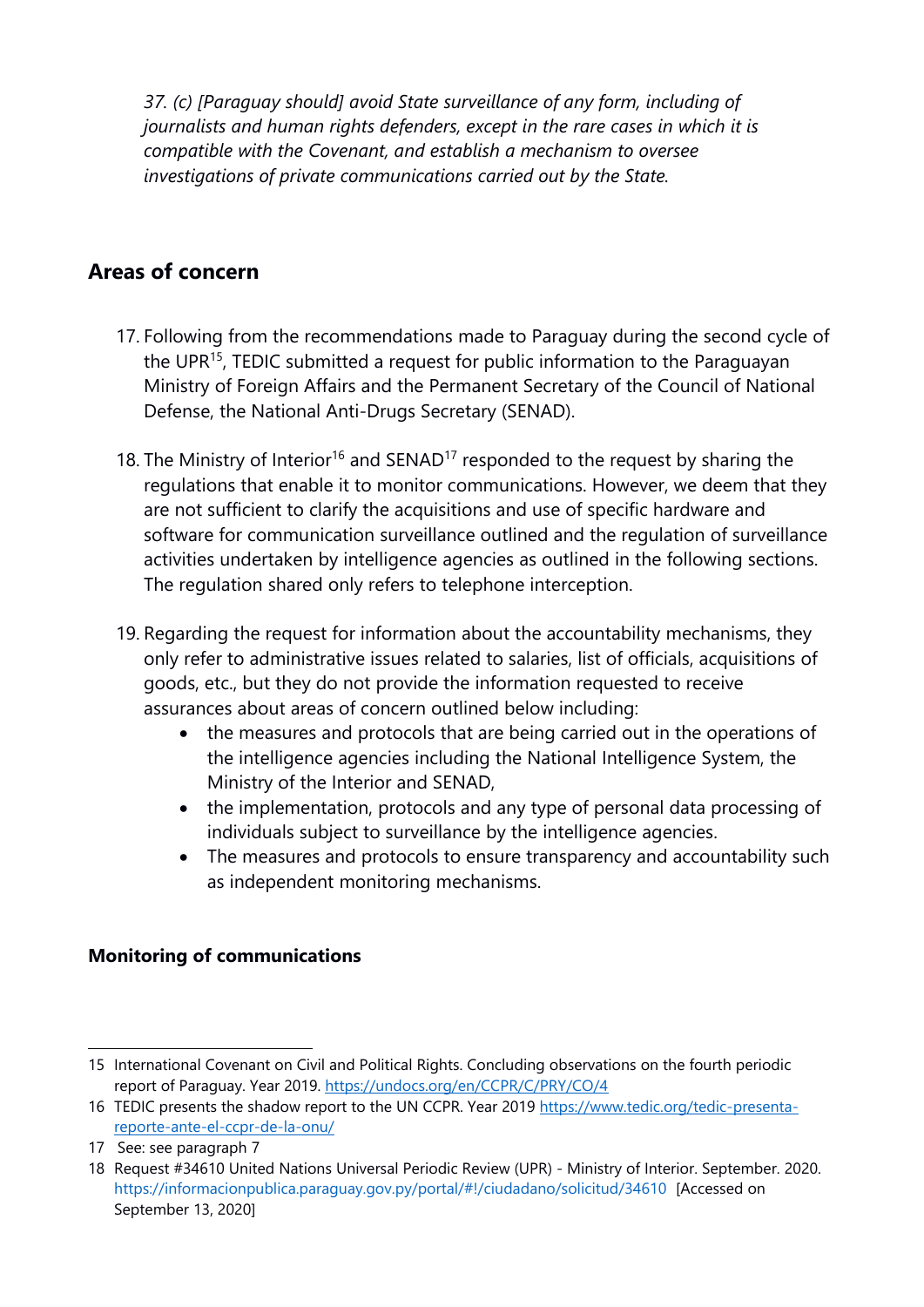*37. (c) [Paraguay should] avoid State surveillance of any form, including of journalists and human rights defenders, except in the rare cases in which it is compatible with the Covenant, and establish a mechanism to oversee investigations of private communications carried out by the State.*

## Areas of concern

17. Following from the recommendations made to Paraguay during the second cycle of the UPR[15], TEDIC submitted a request for public information to the Paraguayan Ministry of Foreign Affairs and the Permanent Secretary of the Council of National Defense, the National Anti-Drugs Secretary (SENAD).

18. The Ministry of Interior[16] and SENAD[17] responded to the request by sharing the regulations that enable it to monitor communications. However, we deem that they are not sufficient to clarify the acquisitions and use of specific hardware and software for communication surveillance outlined and the regulation of surveillance activities undertaken by intelligence agencies as outlined in the following sections. The regulation shared only refers to telephone interception.

19. Regarding the request for information about the accountability mechanisms, they only refer to administrative issues related to salaries, list of officials, acquisitions of goods, etc., but they do not provide the information requested to receive assurances about areas of concern outlined below including:
    - the measures and protocols that are being carried out in the operations of the intelligence agencies including the National Intelligence System, the Ministry of the Interior and SENAD,
    - the implementation, protocols and any type of personal data processing of individuals subject to surveillance by the intelligence agencies.
    - The measures and protocols to ensure transparency and accountability such as independent monitoring mechanisms.

**Monitoring of communications**

---

15 International Covenant on Civil and Political Rights. Concluding observations on the fourth periodic report of Paraguay. Year 2019. https://undocs.org/en/CCPR/C/PRY/CO/4

16 TEDIC presents the shadow report to the UN CCPR. Year 2019 https://www.tedic.org/tedic-presenta-reporte-ante-el-ccpr-de-la-onu/

17 See: see paragraph 7

18 Request #34610 United Nations Universal Periodic Review (UPR) - Ministry of Interior. September. 2020. https://informacionpublica.paraguay.gov.py/portal/#!/ciudadano/solicitud/34610 [Accessed on September 13, 2020]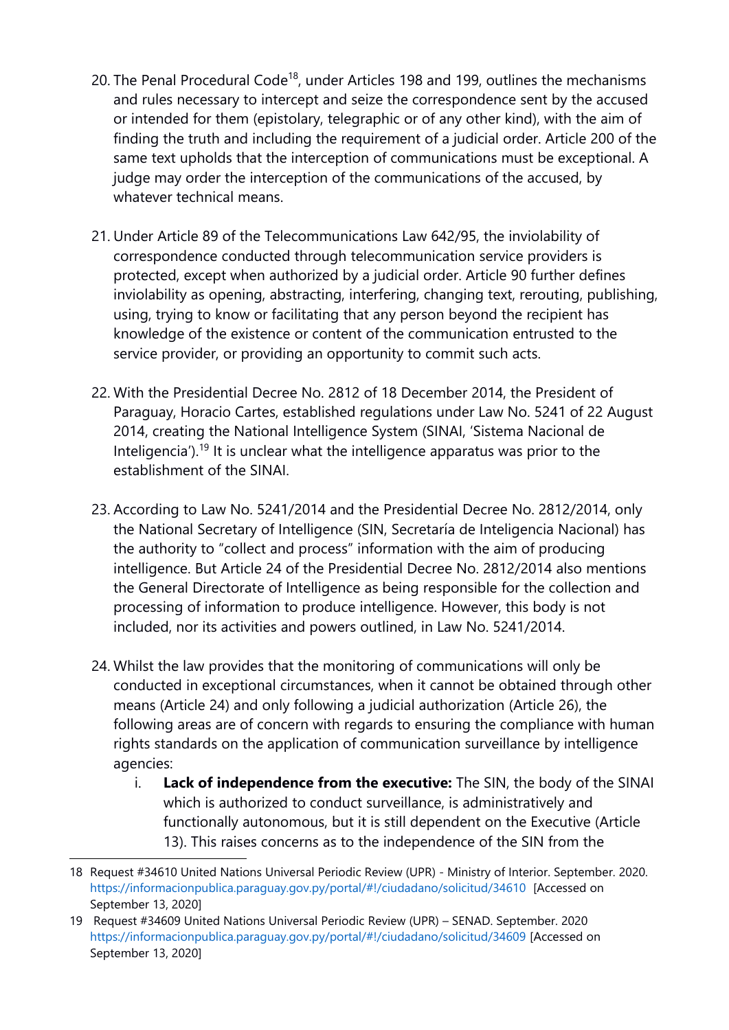20. The Penal Procedural Code[18], under Articles 198 and 199, outlines the mechanisms and rules necessary to intercept and seize the correspondence sent by the accused or intended for them (epistolary, telegraphic or of any other kind), with the aim of finding the truth and including the requirement of a judicial order. Article 200 of the same text upholds that the interception of communications must be exceptional. A judge may order the interception of the communications of the accused, by whatever technical means.

21. Under Article 89 of the Telecommunications Law 642/95, the inviolability of correspondence conducted through telecommunication service providers is protected, except when authorized by a judicial order. Article 90 further defines inviolability as opening, abstracting, interfering, changing text, rerouting, publishing, using, trying to know or facilitating that any person beyond the recipient has knowledge of the existence or content of the communication entrusted to the service provider, or providing an opportunity to commit such acts.

22. With the Presidential Decree No. 2812 of 18 December 2014, the President of Paraguay, Horacio Cartes, established regulations under Law No. 5241 of 22 August 2014, creating the National Intelligence System (SINAI, 'Sistema Nacional de Inteligencia').[19] It is unclear what the intelligence apparatus was prior to the establishment of the SINAI.

23. According to Law No. 5241/2014 and the Presidential Decree No. 2812/2014, only the National Secretary of Intelligence (SIN, Secretaría de Inteligencia Nacional) has the authority to "collect and process" information with the aim of producing intelligence. But Article 24 of the Presidential Decree No. 2812/2014 also mentions the General Directorate of Intelligence as being responsible for the collection and processing of information to produce intelligence. However, this body is not included, nor its activities and powers outlined, in Law No. 5241/2014.

24. Whilst the law provides that the monitoring of communications will only be conducted in exceptional circumstances, when it cannot be obtained through other means (Article 24) and only following a judicial authorization (Article 26), the following areas are of concern with regards to ensuring the compliance with human rights standards on the application of communication surveillance by intelligence agencies:
    i. **Lack of independence from the executive:** The SIN, the body of the SINAI which is authorized to conduct surveillance, is administratively and functionally autonomous, but it is still dependent on the Executive (Article 13). This raises concerns as to the independence of the SIN from the

---

18 Request #34610 United Nations Universal Periodic Review (UPR) - Ministry of Interior. September. 2020. https://informacionpublica.paraguay.gov.py/portal/#!/ciudadano/solicitud/34610 [Accessed on September 13, 2020]

19 Request #34609 United Nations Universal Periodic Review (UPR) – SENAD. September. 2020 https://informacionpublica.paraguay.gov.py/portal/#!/ciudadano/solicitud/34609 [Accessed on September 13, 2020]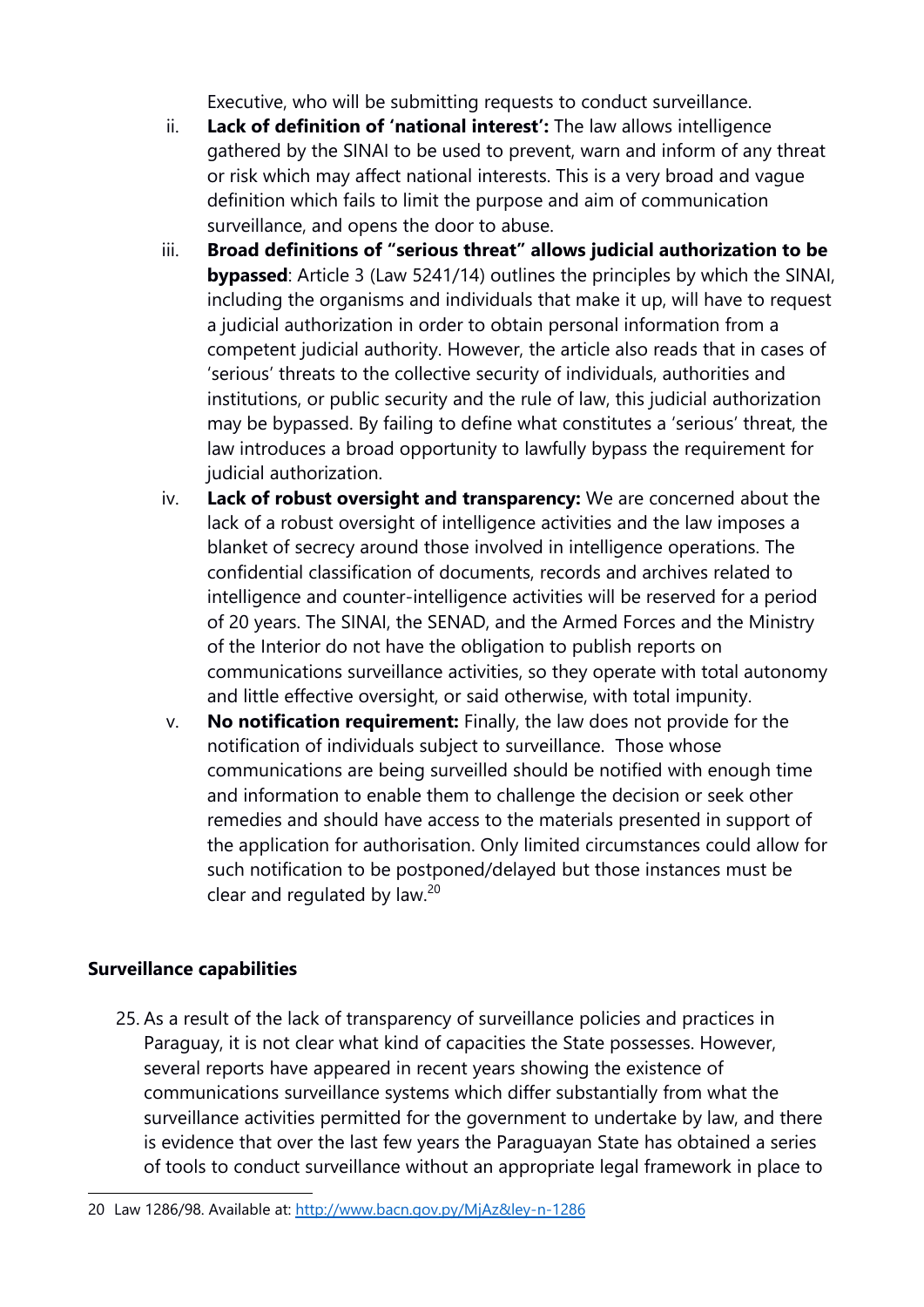Executive, who will be submitting requests to conduct surveillance.

ii. **Lack of definition of 'national interest':** The law allows intelligence gathered by the SINAI to be used to prevent, warn and inform of any threat or risk which may affect national interests. This is a very broad and vague definition which fails to limit the purpose and aim of communication surveillance, and opens the door to abuse.

iii. **Broad definitions of "serious threat" allows judicial authorization to be bypassed**: Article 3 (Law 5241/14) outlines the principles by which the SINAI, including the organisms and individuals that make it up, will have to request a judicial authorization in order to obtain personal information from a competent judicial authority. However, the article also reads that in cases of 'serious' threats to the collective security of individuals, authorities and institutions, or public security and the rule of law, this judicial authorization may be bypassed. By failing to define what constitutes a 'serious' threat, the law introduces a broad opportunity to lawfully bypass the requirement for judicial authorization.

iv. **Lack of robust oversight and transparency:** We are concerned about the lack of a robust oversight of intelligence activities and the law imposes a blanket of secrecy around those involved in intelligence operations. The confidential classification of documents, records and archives related to intelligence and counter-intelligence activities will be reserved for a period of 20 years. The SINAI, the SENAD, and the Armed Forces and the Ministry of the Interior do not have the obligation to publish reports on communications surveillance activities, so they operate with total autonomy and little effective oversight, or said otherwise, with total impunity.

v. **No notification requirement:** Finally, the law does not provide for the notification of individuals subject to surveillance. Those whose communications are being surveilled should be notified with enough time and information to enable them to challenge the decision or seek other remedies and should have access to the materials presented in support of the application for authorisation. Only limited circumstances could allow for such notification to be postponed/delayed but those instances must be clear and regulated by law.[20]

**Surveillance capabilities**

25. As a result of the lack of transparency of surveillance policies and practices in Paraguay, it is not clear what kind of capacities the State possesses. However, several reports have appeared in recent years showing the existence of communications surveillance systems which differ substantially from what the surveillance activities permitted for the government to undertake by law, and there is evidence that over the last few years the Paraguayan State has obtained a series of tools to conduct surveillance without an appropriate legal framework in place to

20 Law 1286/98. Available at: http://www.bacn.gov.py/MjAz&ley-n-1286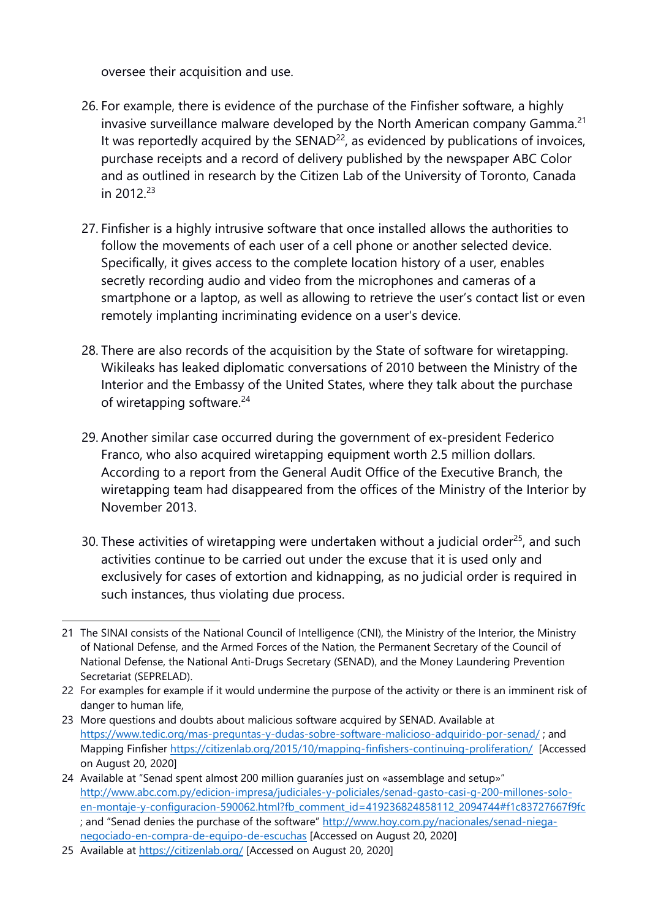oversee their acquisition and use.

26. For example, there is evidence of the purchase of the Finfisher software, a highly invasive surveillance malware developed by the North American company Gamma.[21] It was reportedly acquired by the SENAD[22], as evidenced by publications of invoices, purchase receipts and a record of delivery published by the newspaper ABC Color and as outlined in research by the Citizen Lab of the University of Toronto, Canada in 2012.[23]

27. Finfisher is a highly intrusive software that once installed allows the authorities to follow the movements of each user of a cell phone or another selected device. Specifically, it gives access to the complete location history of a user, enables secretly recording audio and video from the microphones and cameras of a smartphone or a laptop, as well as allowing to retrieve the user's contact list or even remotely implanting incriminating evidence on a user's device.

28. There are also records of the acquisition by the State of software for wiretapping. Wikileaks has leaked diplomatic conversations of 2010 between the Ministry of the Interior and the Embassy of the United States, where they talk about the purchase of wiretapping software.[24]

29. Another similar case occurred during the government of ex-president Federico Franco, who also acquired wiretapping equipment worth 2.5 million dollars. According to a report from the General Audit Office of the Executive Branch, the wiretapping team had disappeared from the offices of the Ministry of the Interior by November 2013.

30. These activities of wiretapping were undertaken without a judicial order[25], and such activities continue to be carried out under the excuse that it is used only and exclusively for cases of extortion and kidnapping, as no judicial order is required in such instances, thus violating due process.

---

21 The SINAI consists of the National Council of Intelligence (CNI), the Ministry of the Interior, the Ministry of National Defense, and the Armed Forces of the Nation, the Permanent Secretary of the Council of National Defense, the National Anti-Drugs Secretary (SENAD), and the Money Laundering Prevention Secretariat (SEPRELAD).

22 For examples for example if it would undermine the purpose of the activity or there is an imminent risk of danger to human life,

23 More questions and doubts about malicious software acquired by SENAD. Available at https://www.tedic.org/mas-preguntas-y-dudas-sobre-software-malicioso-adquirido-por-senad/ ; and Mapping Finfisher https://citizenlab.org/2015/10/mapping-finfishers-continuing-proliferation/ [Accessed on August 20, 2020]

24 Available at "Senad spent almost 200 million guaraníes just on «assemblage and setup»" http://www.abc.com.py/edicion-impresa/judiciales-y-policiales/senad-gasto-casi-g-200-millones-solo-en-montaje-y-configuracion-590062.html?fb_comment_id=419236824858112_2094744#f1c83727667f9fc ; and "Senad denies the purchase of the software" http://www.hoy.com.py/nacionales/senad-niega-negociado-en-compra-de-equipo-de-escuchas [Accessed on August 20, 2020]

25 Available at https://citizenlab.org/ [Accessed on August 20, 2020]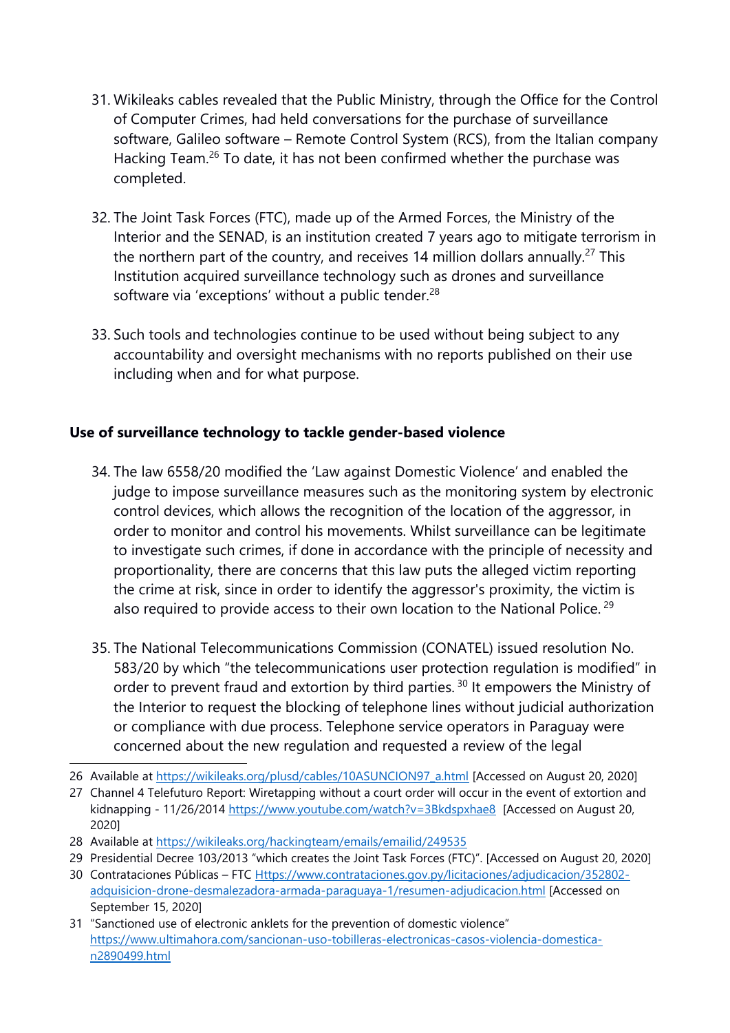31. Wikileaks cables revealed that the Public Ministry, through the Office for the Control of Computer Crimes, had held conversations for the purchase of surveillance software, Galileo software – Remote Control System (RCS), from the Italian company Hacking Team.[26] To date, it has not been confirmed whether the purchase was completed.

32. The Joint Task Forces (FTC), made up of the Armed Forces, the Ministry of the Interior and the SENAD, is an institution created 7 years ago to mitigate terrorism in the northern part of the country, and receives 14 million dollars annually.[27] This Institution acquired surveillance technology such as drones and surveillance software via 'exceptions' without a public tender.[28]

33. Such tools and technologies continue to be used without being subject to any accountability and oversight mechanisms with no reports published on their use including when and for what purpose.

## Use of surveillance technology to tackle gender-based violence

34. The law 6558/20 modified the 'Law against Domestic Violence' and enabled the judge to impose surveillance measures such as the monitoring system by electronic control devices, which allows the recognition of the location of the aggressor, in order to monitor and control his movements. Whilst surveillance can be legitimate to investigate such crimes, if done in accordance with the principle of necessity and proportionality, there are concerns that this law puts the alleged victim reporting the crime at risk, since in order to identify the aggressor's proximity, the victim is also required to provide access to their own location to the National Police. [29]

35. The National Telecommunications Commission (CONATEL) issued resolution No. 583/20 by which "the telecommunications user protection regulation is modified" in order to prevent fraud and extortion by third parties. [30] It empowers the Ministry of the Interior to request the blocking of telephone lines without judicial authorization or compliance with due process. Telephone service operators in Paraguay were concerned about the new regulation and requested a review of the legal

---

26 Available at https://wikileaks.org/plusd/cables/10ASUNCION97_a.html [Accessed on August 20, 2020]

27 Channel 4 Telefuturo Report: Wiretapping without a court order will occur in the event of extortion and kidnapping - 11/26/2014 https://www.youtube.com/watch?v=3Bkdspxhae8 [Accessed on August 20, 2020]

28 Available at https://wikileaks.org/hackingteam/emails/emailid/249535

29 Presidential Decree 103/2013 "which creates the Joint Task Forces (FTC)". [Accessed on August 20, 2020]

30 Contrataciones Públicas – FTC Https://www.contrataciones.gov.py/licitaciones/adjudicacion/352802-adquisicion-drone-desmalezadora-armada-paraguaya-1/resumen-adjudicacion.html [Accessed on September 15, 2020]

31 "Sanctioned use of electronic anklets for the prevention of domestic violence" https://www.ultimahora.com/sancionan-uso-tobilleras-electronicas-casos-violencia-domestica-n2890499.html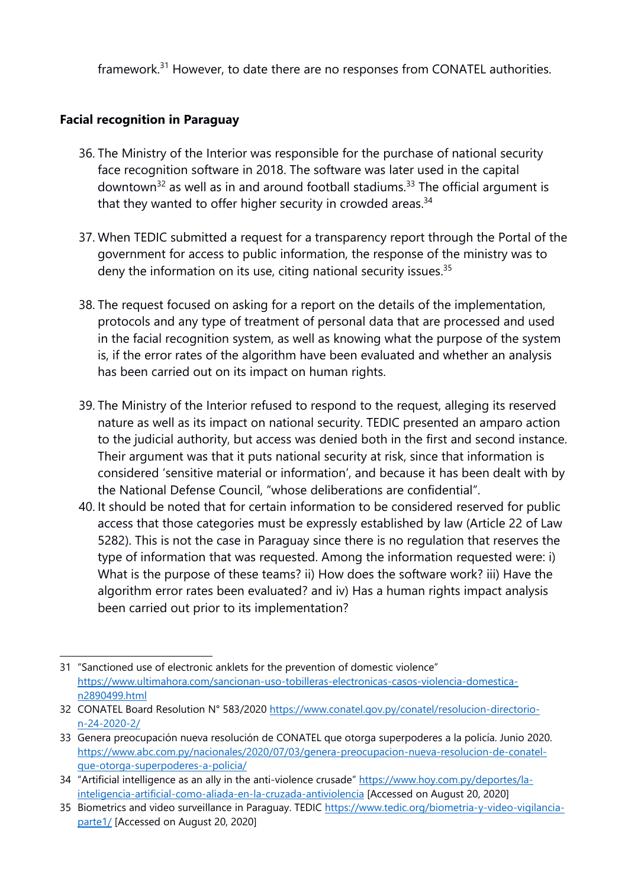framework.[31] However, to date there are no responses from CONATEL authorities.

**Facial recognition in Paraguay**

36. The Ministry of the Interior was responsible for the purchase of national security face recognition software in 2018. The software was later used in the capital downtown[32] as well as in and around football stadiums.[33] The official argument is that they wanted to offer higher security in crowded areas.[34]

37. When TEDIC submitted a request for a transparency report through the Portal of the government for access to public information, the response of the ministry was to deny the information on its use, citing national security issues.[35]

38. The request focused on asking for a report on the details of the implementation, protocols and any type of treatment of personal data that are processed and used in the facial recognition system, as well as knowing what the purpose of the system is, if the error rates of the algorithm have been evaluated and whether an analysis has been carried out on its impact on human rights.

39. The Ministry of the Interior refused to respond to the request, alleging its reserved nature as well as its impact on national security. TEDIC presented an amparo action to the judicial authority, but access was denied both in the first and second instance. Their argument was that it puts national security at risk, since that information is considered 'sensitive material or information', and because it has been dealt with by the National Defense Council, "whose deliberations are confidential".

40. It should be noted that for certain information to be considered reserved for public access that those categories must be expressly established by law (Article 22 of Law 5282). This is not the case in Paraguay since there is no regulation that reserves the type of information that was requested. Among the information requested were: i) What is the purpose of these teams? ii) How does the software work? iii) Have the algorithm error rates been evaluated? and iv) Has a human rights impact analysis been carried out prior to its implementation?

---

31 "Sanctioned use of electronic anklets for the prevention of domestic violence" https://www.ultimahora.com/sancionan-uso-tobilleras-electronicas-casos-violencia-domestica-n2890499.html

32 CONATEL Board Resolution N° 583/2020 https://www.conatel.gov.py/conatel/resolucion-directorio-n-24-2020-2/

33 Genera preocupación nueva resolución de CONATEL que otorga superpoderes a la policía. Junio 2020. https://www.abc.com.py/nacionales/2020/07/03/genera-preocupacion-nueva-resolucion-de-conatel-que-otorga-superpoderes-a-policia/

34 "Artificial intelligence as an ally in the anti-violence crusade" https://www.hoy.com.py/deportes/la-inteligencia-artificial-como-aliada-en-la-cruzada-antiviolencia [Accessed on August 20, 2020]

35 Biometrics and video surveillance in Paraguay. TEDIC https://www.tedic.org/biometria-y-video-vigilancia-parte1/ [Accessed on August 20, 2020]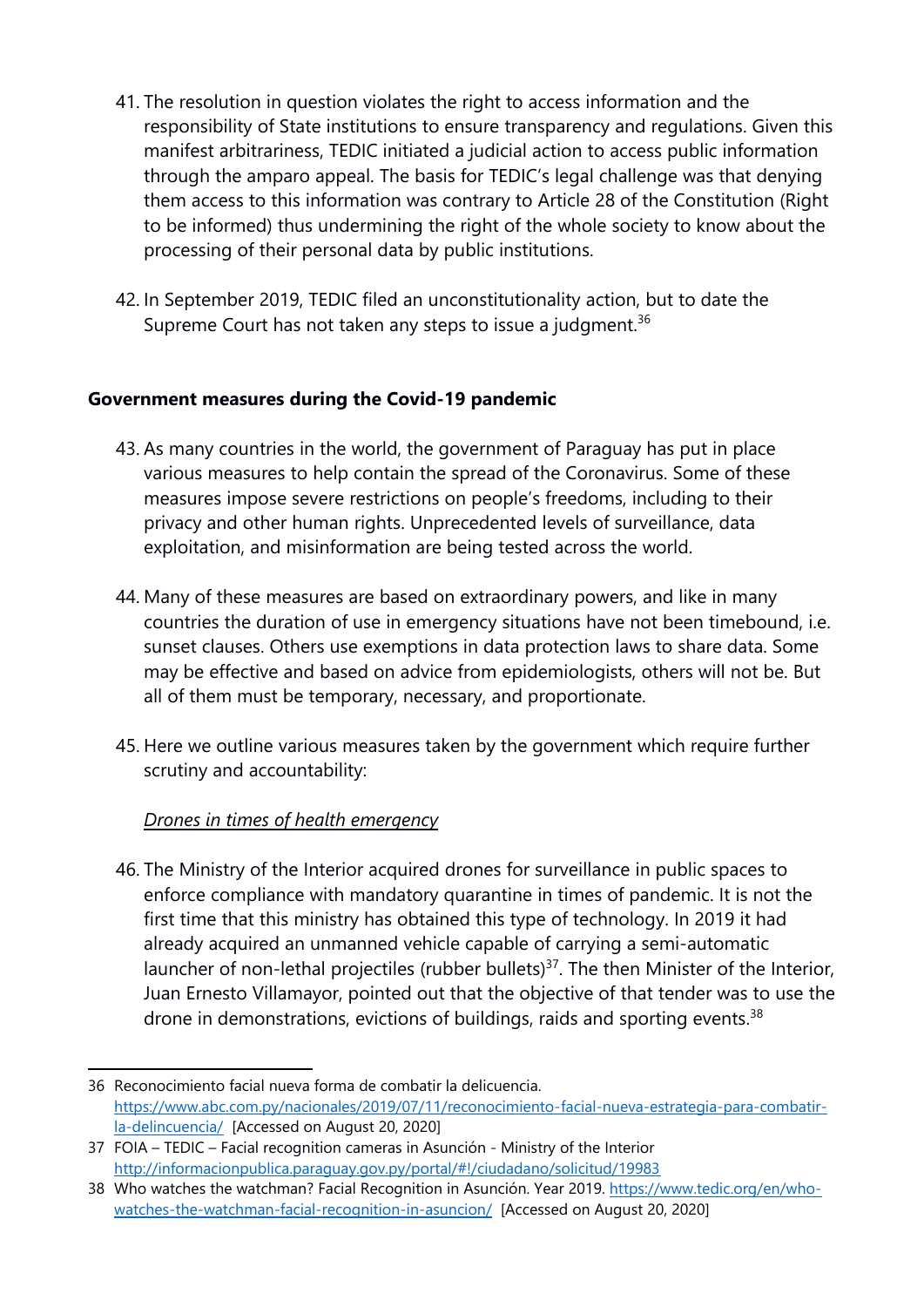41. The resolution in question violates the right to access information and the responsibility of State institutions to ensure transparency and regulations. Given this manifest arbitrariness, TEDIC initiated a judicial action to access public information through the amparo appeal. The basis for TEDIC's legal challenge was that denying them access to this information was contrary to Article 28 of the Constitution (Right to be informed) thus undermining the right of the whole society to know about the processing of their personal data by public institutions.

42. In September 2019, TEDIC filed an unconstitutionality action, but to date the Supreme Court has not taken any steps to issue a judgment.[36]

**Government measures during the Covid-19 pandemic**

43. As many countries in the world, the government of Paraguay has put in place various measures to help contain the spread of the Coronavirus. Some of these measures impose severe restrictions on people's freedoms, including to their privacy and other human rights. Unprecedented levels of surveillance, data exploitation, and misinformation are being tested across the world.

44. Many of these measures are based on extraordinary powers, and like in many countries the duration of use in emergency situations have not been timebound, i.e. sunset clauses. Others use exemptions in data protection laws to share data. Some may be effective and based on advice from epidemiologists, others will not be. But all of them must be temporary, necessary, and proportionate.

45. Here we outline various measures taken by the government which require further scrutiny and accountability:

*Drones in times of health emergency*

46. The Ministry of the Interior acquired drones for surveillance in public spaces to enforce compliance with mandatory quarantine in times of pandemic. It is not the first time that this ministry has obtained this type of technology. In 2019 it had already acquired an unmanned vehicle capable of carrying a semi-automatic launcher of non-lethal projectiles (rubber bullets)[37]. The then Minister of the Interior, Juan Ernesto Villamayor, pointed out that the objective of that tender was to use the drone in demonstrations, evictions of buildings, raids and sporting events.[38]

---

36 Reconocimiento facial nueva forma de combatir la delicuencia. https://www.abc.com.py/nacionales/2019/07/11/reconocimiento-facial-nueva-estrategia-para-combatir-la-delincuencia/ [Accessed on August 20, 2020]

37 FOIA – TEDIC – Facial recognition cameras in Asunción - Ministry of the Interior http://informacionpublica.paraguay.gov.py/portal/#!/ciudadano/solicitud/19983

38 Who watches the watchman? Facial Recognition in Asunción. Year 2019. https://www.tedic.org/en/who-watches-the-watchman-facial-recognition-in-asuncion/ [Accessed on August 20, 2020]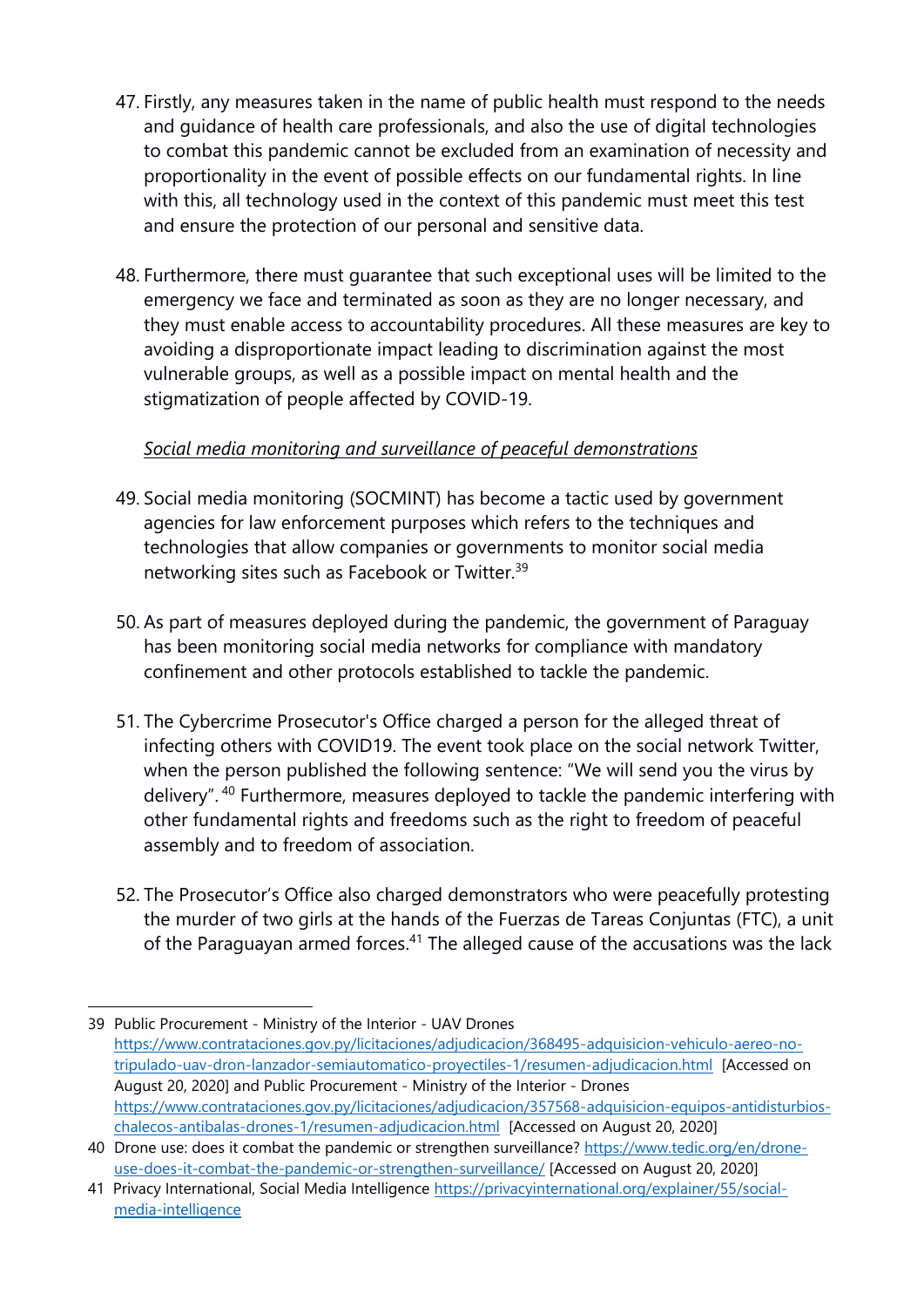47. Firstly, any measures taken in the name of public health must respond to the needs and guidance of health care professionals, and also the use of digital technologies to combat this pandemic cannot be excluded from an examination of necessity and proportionality in the event of possible effects on our fundamental rights. In line with this, all technology used in the context of this pandemic must meet this test and ensure the protection of our personal and sensitive data.

48. Furthermore, there must guarantee that such exceptional uses will be limited to the emergency we face and terminated as soon as they are no longer necessary, and they must enable access to accountability procedures. All these measures are key to avoiding a disproportionate impact leading to discrimination against the most vulnerable groups, as well as a possible impact on mental health and the stigmatization of people affected by COVID-19.

*Social media monitoring and surveillance of peaceful demonstrations*

49. Social media monitoring (SOCMINT) has become a tactic used by government agencies for law enforcement purposes which refers to the techniques and technologies that allow companies or governments to monitor social media networking sites such as Facebook or Twitter.[39]

50. As part of measures deployed during the pandemic, the government of Paraguay has been monitoring social media networks for compliance with mandatory confinement and other protocols established to tackle the pandemic.

51. The Cybercrime Prosecutor's Office charged a person for the alleged threat of infecting others with COVID19. The event took place on the social network Twitter, when the person published the following sentence: "We will send you the virus by delivery". [40] Furthermore, measures deployed to tackle the pandemic interfering with other fundamental rights and freedoms such as the right to freedom of peaceful assembly and to freedom of association.

52. The Prosecutor's Office also charged demonstrators who were peacefully protesting the murder of two girls at the hands of the Fuerzas de Tareas Conjuntas (FTC), a unit of the Paraguayan armed forces.[41] The alleged cause of the accusations was the lack

---

39 Public Procurement - Ministry of the Interior - UAV Drones https://www.contrataciones.gov.py/licitaciones/adjudicacion/368495-adquisicion-vehiculo-aereo-no-tripulado-uav-dron-lanzador-semiautomatico-proyectiles-1/resumen-adjudicacion.html [Accessed on August 20, 2020] and Public Procurement - Ministry of the Interior - Drones https://www.contrataciones.gov.py/licitaciones/adjudicacion/357568-adquisicion-equipos-antidisturbios-chalecos-antibalas-drones-1/resumen-adjudicacion.html [Accessed on August 20, 2020]

40 Drone use: does it combat the pandemic or strengthen surveillance? https://www.tedic.org/en/drone-use-does-it-combat-the-pandemic-or-strengthen-surveillance/ [Accessed on August 20, 2020]

41 Privacy International, Social Media Intelligence https://privacyinternational.org/explainer/55/social-media-intelligence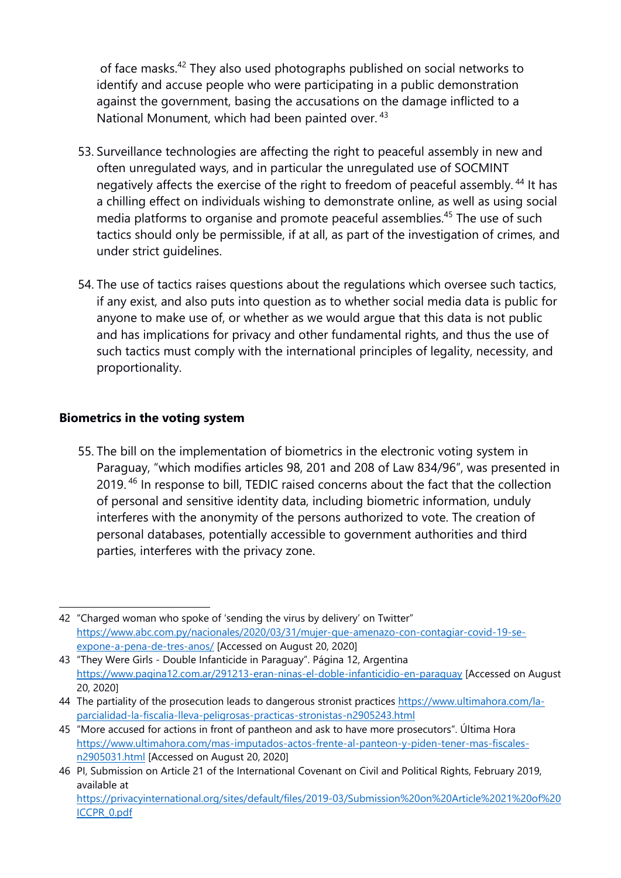of face masks.[42] They also used photographs published on social networks to identify and accuse people who were participating in a public demonstration against the government, basing the accusations on the damage inflicted to a National Monument, which had been painted over.[43]

53. Surveillance technologies are affecting the right to peaceful assembly in new and often unregulated ways, and in particular the unregulated use of SOCMINT negatively affects the exercise of the right to freedom of peaceful assembly.[44] It has a chilling effect on individuals wishing to demonstrate online, as well as using social media platforms to organise and promote peaceful assemblies.[45] The use of such tactics should only be permissible, if at all, as part of the investigation of crimes, and under strict guidelines.

54. The use of tactics raises questions about the regulations which oversee such tactics, if any exist, and also puts into question as to whether social media data is public for anyone to make use of, or whether as we would argue that this data is not public and has implications for privacy and other fundamental rights, and thus the use of such tactics must comply with the international principles of legality, necessity, and proportionality.

## Biometrics in the voting system

55. The bill on the implementation of biometrics in the electronic voting system in Paraguay, "which modifies articles 98, 201 and 208 of Law 834/96", was presented in 2019.[46] In response to bill, TEDIC raised concerns about the fact that the collection of personal and sensitive identity data, including biometric information, unduly interferes with the anonymity of the persons authorized to vote. The creation of personal databases, potentially accessible to government authorities and third parties, interferes with the privacy zone.

---

42 "Charged woman who spoke of 'sending the virus by delivery' on Twitter" https://www.abc.com.py/nacionales/2020/03/31/mujer-que-amenazo-con-contagiar-covid-19-se-expone-a-pena-de-tres-anos/ [Accessed on August 20, 2020]

43 "They Were Girls - Double Infanticide in Paraguay". Página 12, Argentina https://www.pagina12.com.ar/291213-eran-ninas-el-doble-infanticidio-en-paraguay [Accessed on August 20, 2020]

44 The partiality of the prosecution leads to dangerous stronist practices https://www.ultimahora.com/la-parcialidad-la-fiscalia-lleva-peligrosas-practicas-stronistas-n2905243.html

45 "More accused for actions in front of pantheon and ask to have more prosecutors". Última Hora https://www.ultimahora.com/mas-imputados-actos-frente-al-panteon-y-piden-tener-mas-fiscales-n2905031.html [Accessed on August 20, 2020]

46 PI, Submission on Article 21 of the International Covenant on Civil and Political Rights, February 2019, available at https://privacyinternational.org/sites/default/files/2019-03/Submission%20on%20Article%2021%20of%20ICCPR_0.pdf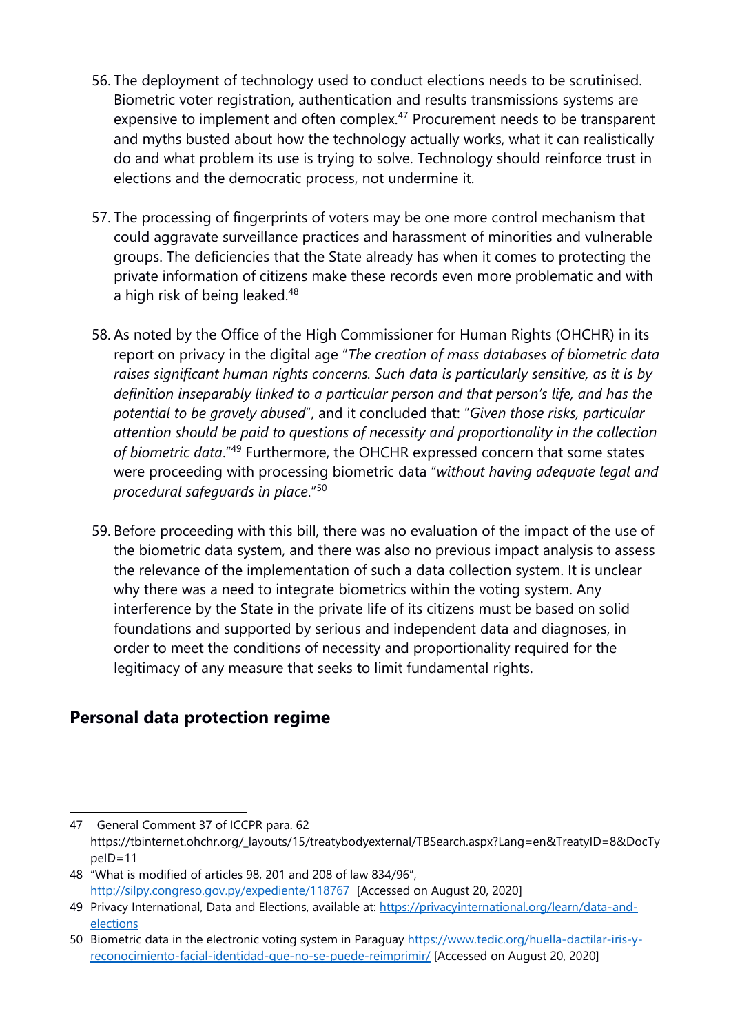56. The deployment of technology used to conduct elections needs to be scrutinised. Biometric voter registration, authentication and results transmissions systems are expensive to implement and often complex.[47] Procurement needs to be transparent and myths busted about how the technology actually works, what it can realistically do and what problem its use is trying to solve. Technology should reinforce trust in elections and the democratic process, not undermine it.

57. The processing of fingerprints of voters may be one more control mechanism that could aggravate surveillance practices and harassment of minorities and vulnerable groups. The deficiencies that the State already has when it comes to protecting the private information of citizens make these records even more problematic and with a high risk of being leaked.[48]

58. As noted by the Office of the High Commissioner for Human Rights (OHCHR) in its report on privacy in the digital age "*The creation of mass databases of biometric data raises significant human rights concerns. Such data is particularly sensitive, as it is by definition inseparably linked to a particular person and that person's life, and has the potential to be gravely abused*", and it concluded that: "*Given those risks, particular attention should be paid to questions of necessity and proportionality in the collection of biometric data*."[49] Furthermore, the OHCHR expressed concern that some states were proceeding with processing biometric data "*without having adequate legal and procedural safeguards in place*."[50]

59. Before proceeding with this bill, there was no evaluation of the impact of the use of the biometric data system, and there was also no previous impact analysis to assess the relevance of the implementation of such a data collection system. It is unclear why there was a need to integrate biometrics within the voting system. Any interference by the State in the private life of its citizens must be based on solid foundations and supported by serious and independent data and diagnoses, in order to meet the conditions of necessity and proportionality required for the legitimacy of any measure that seeks to limit fundamental rights.

## Personal data protection regime

---

47 General Comment 37 of ICCPR para. 62 https://tbinternet.ohchr.org/_layouts/15/treatybodyexternal/TBSearch.aspx?Lang=en&TreatyID=8&DocTypeID=11

48 "What is modified of articles 98, 201 and 208 of law 834/96", http://silpy.congreso.gov.py/expediente/118767 [Accessed on August 20, 2020]

49 Privacy International, Data and Elections, available at: https://privacyinternational.org/learn/data-and-elections

50 Biometric data in the electronic voting system in Paraguay https://www.tedic.org/huella-dactilar-iris-y-reconocimiento-facial-identidad-que-no-se-puede-reimprimir/ [Accessed on August 20, 2020]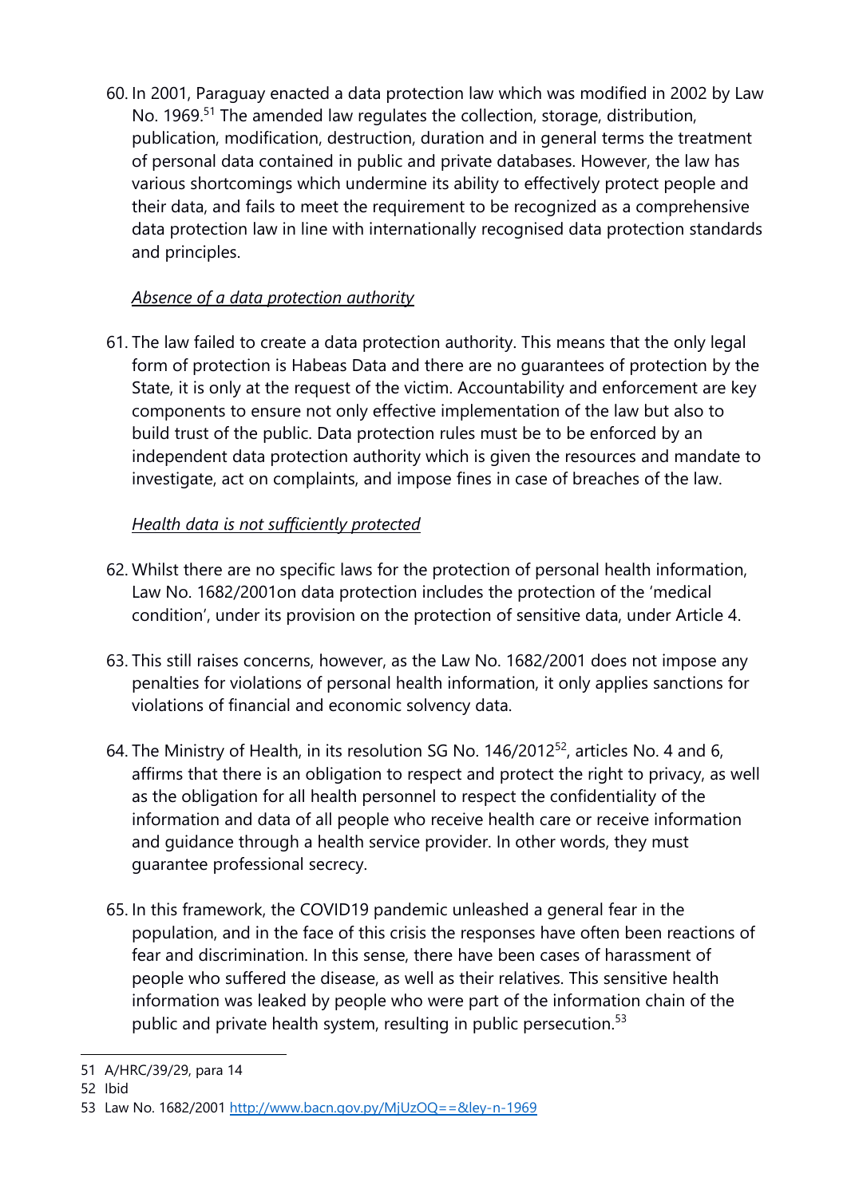60. In 2001, Paraguay enacted a data protection law which was modified in 2002 by Law No. 1969.[51] The amended law regulates the collection, storage, distribution, publication, modification, destruction, duration and in general terms the treatment of personal data contained in public and private databases. However, the law has various shortcomings which undermine its ability to effectively protect people and their data, and fails to meet the requirement to be recognized as a comprehensive data protection law in line with internationally recognised data protection standards and principles.

*Absence of a data protection authority*

61. The law failed to create a data protection authority. This means that the only legal form of protection is Habeas Data and there are no guarantees of protection by the State, it is only at the request of the victim. Accountability and enforcement are key components to ensure not only effective implementation of the law but also to build trust of the public. Data protection rules must be to be enforced by an independent data protection authority which is given the resources and mandate to investigate, act on complaints, and impose fines in case of breaches of the law.

*Health data is not sufficiently protected*

62. Whilst there are no specific laws for the protection of personal health information, Law No. 1682/2001on data protection includes the protection of the 'medical condition', under its provision on the protection of sensitive data, under Article 4.

63. This still raises concerns, however, as the Law No. 1682/2001 does not impose any penalties for violations of personal health information, it only applies sanctions for violations of financial and economic solvency data.

64. The Ministry of Health, in its resolution SG No. 146/2012[52], articles No. 4 and 6, affirms that there is an obligation to respect and protect the right to privacy, as well as the obligation for all health personnel to respect the confidentiality of the information and data of all people who receive health care or receive information and guidance through a health service provider. In other words, they must guarantee professional secrecy.

65. In this framework, the COVID19 pandemic unleashed a general fear in the population, and in the face of this crisis the responses have often been reactions of fear and discrimination. In this sense, there have been cases of harassment of people who suffered the disease, as well as their relatives. This sensitive health information was leaked by people who were part of the information chain of the public and private health system, resulting in public persecution.[53]

---

51 A/HRC/39/29, para 14

52 Ibid

53 Law No. 1682/2001 http://www.bacn.gov.py/MjUzOQ==&ley-n-1969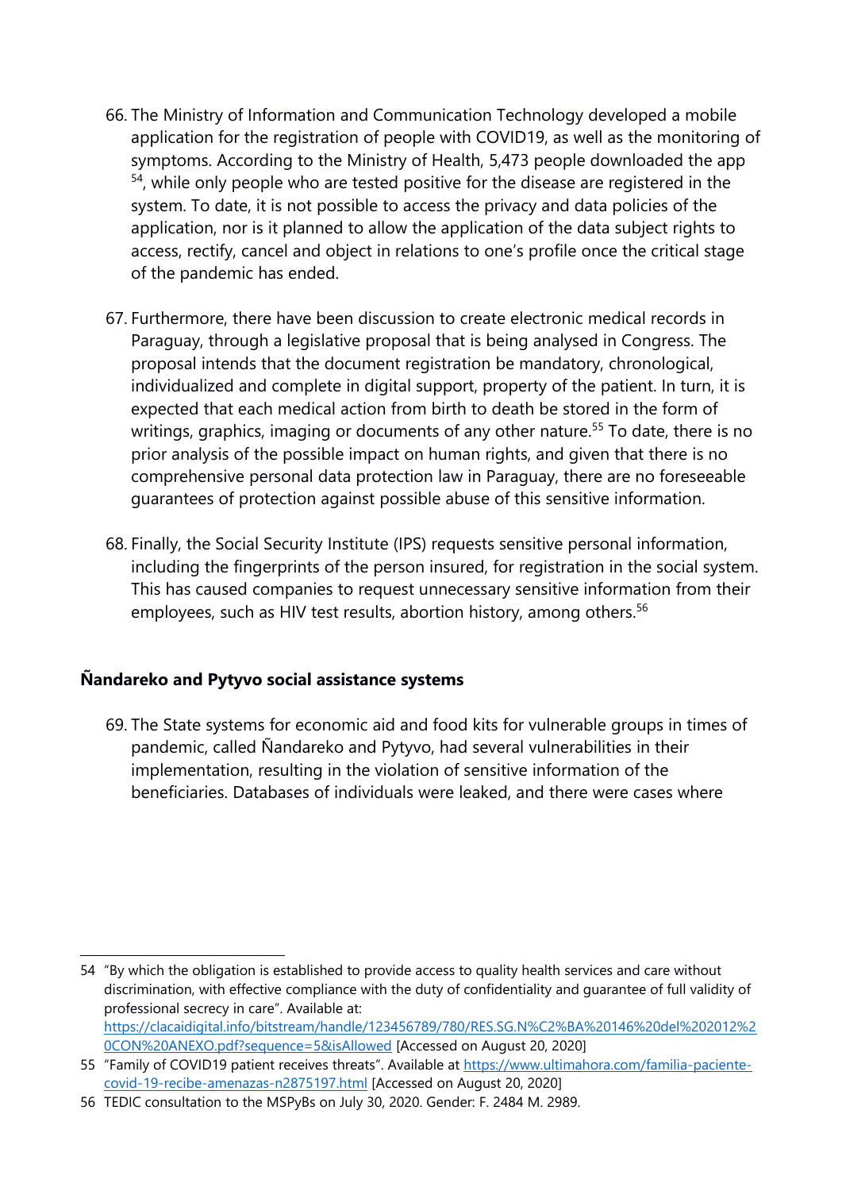66. The Ministry of Information and Communication Technology developed a mobile application for the registration of people with COVID19, as well as the monitoring of symptoms. According to the Ministry of Health, 5,473 people downloaded the app [54], while only people who are tested positive for the disease are registered in the system. To date, it is not possible to access the privacy and data policies of the application, nor is it planned to allow the application of the data subject rights to access, rectify, cancel and object in relations to one's profile once the critical stage of the pandemic has ended.

67. Furthermore, there have been discussion to create electronic medical records in Paraguay, through a legislative proposal that is being analysed in Congress. The proposal intends that the document registration be mandatory, chronological, individualized and complete in digital support, property of the patient. In turn, it is expected that each medical action from birth to death be stored in the form of writings, graphics, imaging or documents of any other nature.[55] To date, there is no prior analysis of the possible impact on human rights, and given that there is no comprehensive personal data protection law in Paraguay, there are no foreseeable guarantees of protection against possible abuse of this sensitive information.

68. Finally, the Social Security Institute (IPS) requests sensitive personal information, including the fingerprints of the person insured, for registration in the social system. This has caused companies to request unnecessary sensitive information from their employees, such as HIV test results, abortion history, among others.[56]

**Ñandareko and Pytyvo social assistance systems**

69. The State systems for economic aid and food kits for vulnerable groups in times of pandemic, called Ñandareko and Pytyvo, had several vulnerabilities in their implementation, resulting in the violation of sensitive information of the beneficiaries. Databases of individuals were leaked, and there were cases where

---

54 "By which the obligation is established to provide access to quality health services and care without discrimination, with effective compliance with the duty of confidentiality and guarantee of full validity of professional secrecy in care". Available at: https://clacaidigital.info/bitstream/handle/123456789/780/RES.SG.N%C2%BA%20146%20del%202012%20CON%20ANEXO.pdf?sequence=5&isAllowed [Accessed on August 20, 2020]

55 "Family of COVID19 patient receives threats". Available at https://www.ultimahora.com/familia-paciente-covid-19-recibe-amenazas-n2875197.html [Accessed on August 20, 2020]

56 TEDIC consultation to the MSPyBs on July 30, 2020. Gender: F. 2484 M. 2989.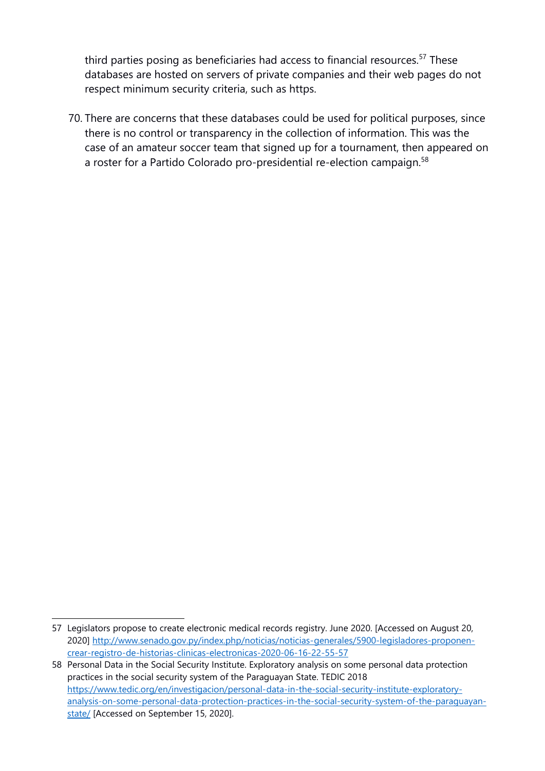third parties posing as beneficiaries had access to financial resources.[57] These databases are hosted on servers of private companies and their web pages do not respect minimum security criteria, such as https.

70. There are concerns that these databases could be used for political purposes, since there is no control or transparency in the collection of information. This was the case of an amateur soccer team that signed up for a tournament, then appeared on a roster for a Partido Colorado pro-presidential re-election campaign.[58]

---

57 Legislators propose to create electronic medical records registry. June 2020. [Accessed on August 20, 2020] [http://www.senado.gov.py/index.php/noticias/noticias-generales/5900-legisladores-proponen-crear-registro-de-historias-clinicas-electronicas-2020-06-16-22-55-57](http://www.senado.gov.py/index.php/noticias/noticias-generales/5900-legisladores-proponen-crear-registro-de-historias-clinicas-electronicas-2020-06-16-22-55-57)

58 Personal Data in the Social Security Institute. Exploratory analysis on some personal data protection practices in the social security system of the Paraguayan State. TEDIC 2018 [https://www.tedic.org/en/investigacion/personal-data-in-the-social-security-institute-exploratory-analysis-on-some-personal-data-protection-practices-in-the-social-security-system-of-the-paraguayan-state/](https://www.tedic.org/en/investigacion/personal-data-in-the-social-security-institute-exploratory-analysis-on-some-personal-data-protection-practices-in-the-social-security-system-of-the-paraguayan-state/) [Accessed on September 15, 2020].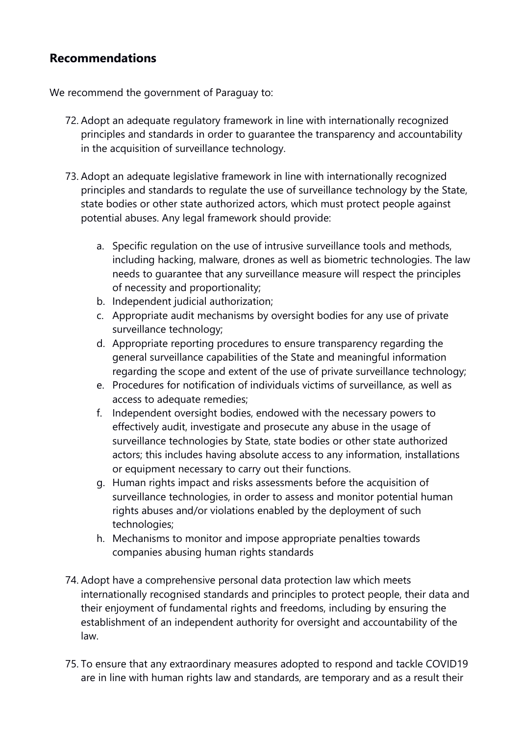## Recommendations

We recommend the government of Paraguay to:

72. Adopt an adequate regulatory framework in line with internationally recognized principles and standards in order to guarantee the transparency and accountability in the acquisition of surveillance technology.

73. Adopt an adequate legislative framework in line with internationally recognized principles and standards to regulate the use of surveillance technology by the State, state bodies or other state authorized actors, which must protect people against potential abuses. Any legal framework should provide:

    a. Specific regulation on the use of intrusive surveillance tools and methods, including hacking, malware, drones as well as biometric technologies. The law needs to guarantee that any surveillance measure will respect the principles of necessity and proportionality;
    b. Independent judicial authorization;
    c. Appropriate audit mechanisms by oversight bodies for any use of private surveillance technology;
    d. Appropriate reporting procedures to ensure transparency regarding the general surveillance capabilities of the State and meaningful information regarding the scope and extent of the use of private surveillance technology;
    e. Procedures for notification of individuals victims of surveillance, as well as access to adequate remedies;
    f. Independent oversight bodies, endowed with the necessary powers to effectively audit, investigate and prosecute any abuse in the usage of surveillance technologies by State, state bodies or other state authorized actors; this includes having absolute access to any information, installations or equipment necessary to carry out their functions.
    g. Human rights impact and risks assessments before the acquisition of surveillance technologies, in order to assess and monitor potential human rights abuses and/or violations enabled by the deployment of such technologies;
    h. Mechanisms to monitor and impose appropriate penalties towards companies abusing human rights standards

74. Adopt have a comprehensive personal data protection law which meets internationally recognised standards and principles to protect people, their data and their enjoyment of fundamental rights and freedoms, including by ensuring the establishment of an independent authority for oversight and accountability of the law.

75. To ensure that any extraordinary measures adopted to respond and tackle COVID19 are in line with human rights law and standards, are temporary and as a result their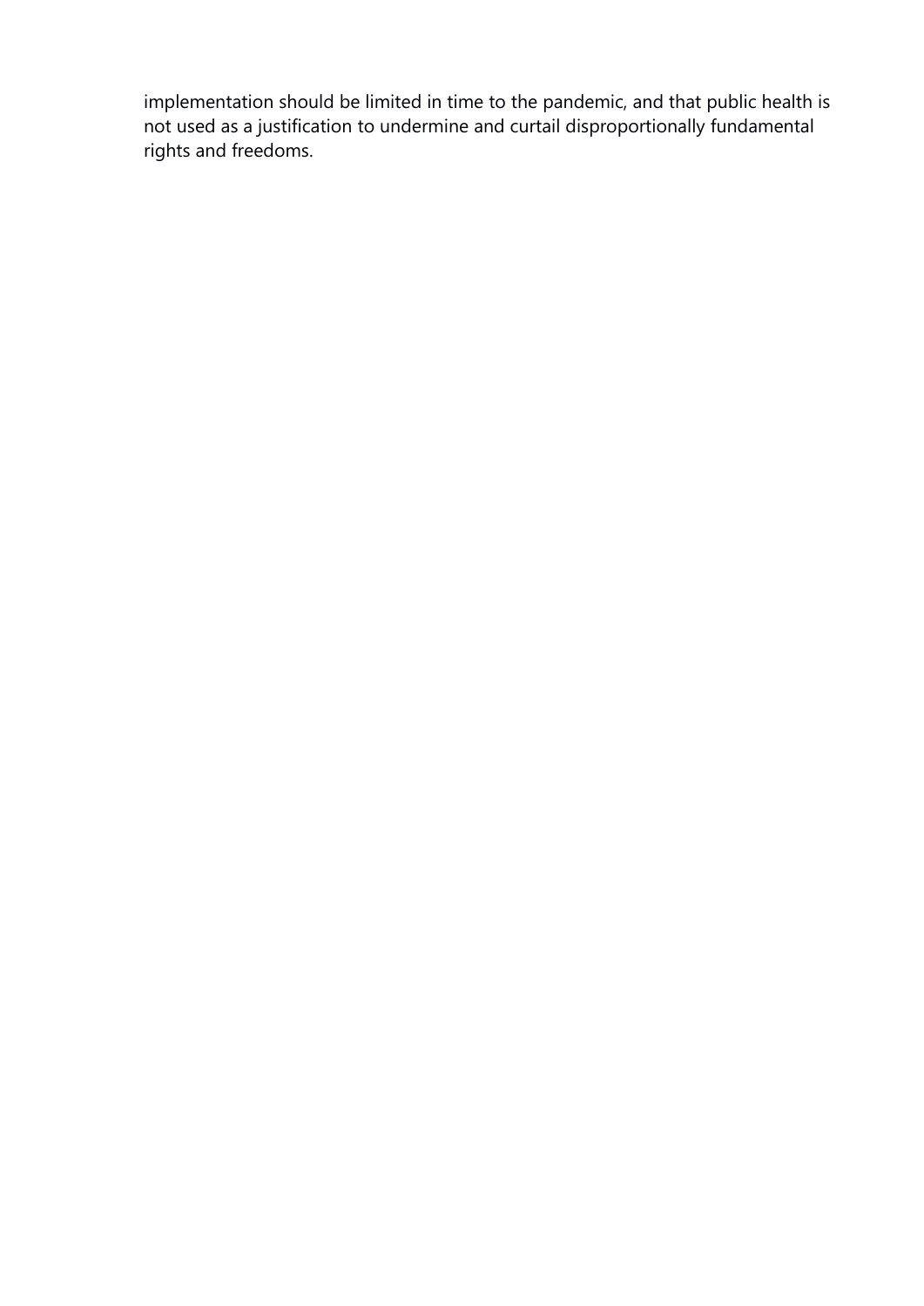implementation should be limited in time to the pandemic, and that public health is not used as a justification to undermine and curtail disproportionally fundamental rights and freedoms.